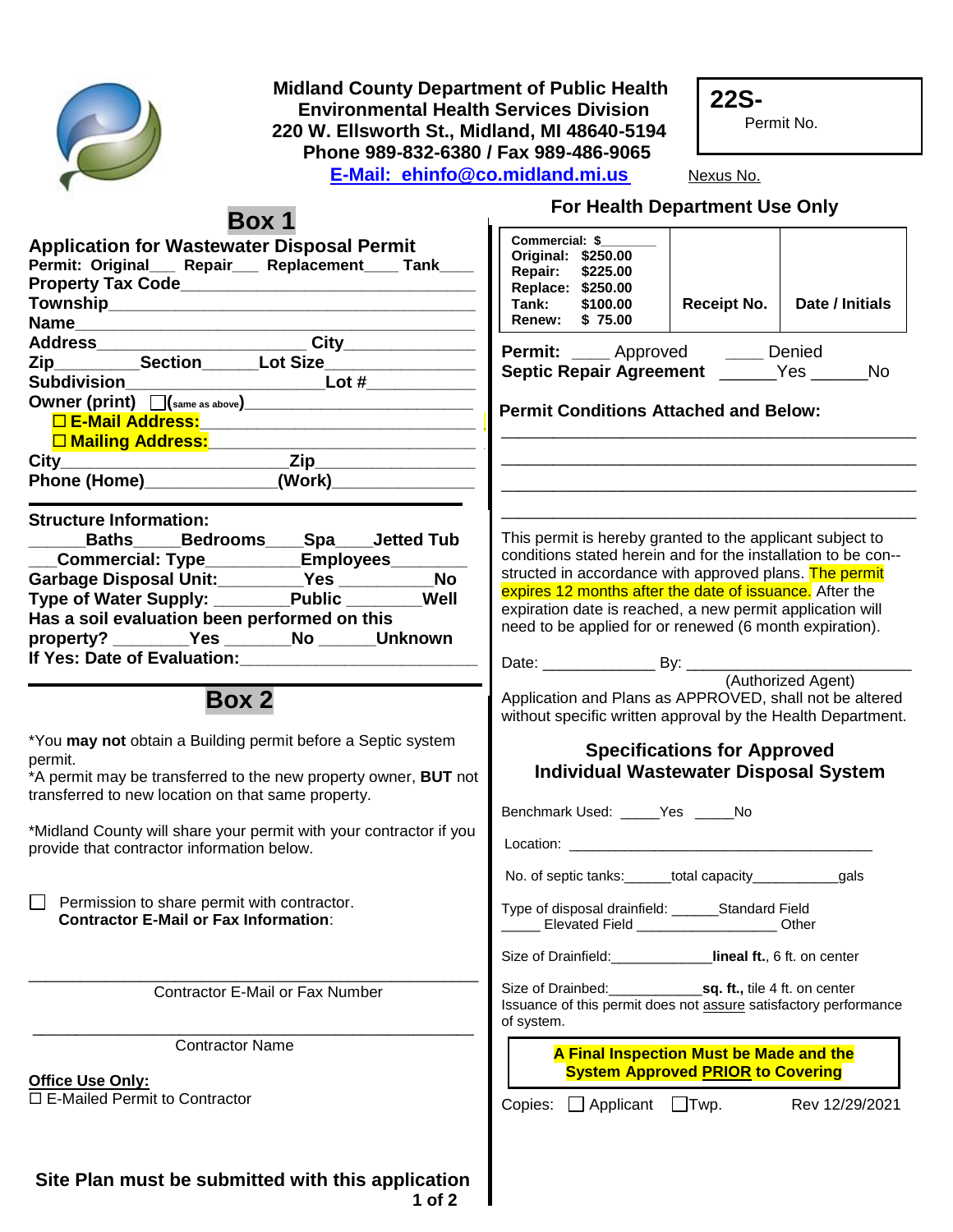**Midland County Department of Public Health**
**Environmental Health Services Division**
**220 W. Ellsworth St., Midland, MI 48640-5194**
**Phone 989-832-6380 / Fax 989-486-9065**
**E-Mail: ehinfo@co.midland.mi.us**

**22S-**
Permit No.

Nexus No.

## Box 1

### Application for Wastewater Disposal Permit

**Permit: Original___ Repair___ Replacement____ Tank____**
**Property Tax Code________________________________**
**Township________________________________________**
**Name__________________________________________**
**Address______________________ City_____________**
**Zip________Section______Lot Size_______________**
**Subdivision____________________Lot #___________**
**Owner (print)** ☐(same as above)________________________
☐ **E-Mail Address:**______________________________
☐ **Mailing Address:**_____________________________
**City__________________________Zip_______________**
**Phone (Home)______________(Work)_______________**

**Structure Information:**
**______Baths_____Bedrooms____Spa____Jetted Tub**
**___Commercial: Type__________Employees________**
**Garbage Disposal Unit:_________Yes _________No**
**Type of Water Supply: ________Public ________Well**
**Has a soil evaluation been performed on this property? ________Yes _______No ______Unknown**
**If Yes: Date of Evaluation:________________________**

## Box 2

*You **may not** obtain a Building permit before a Septic system permit.
*A permit may be transferred to the new property owner, **BUT** not transferred to new location on that same property.

*Midland County will share your permit with your contractor if you provide that contractor information below.

☐ Permission to share permit with contractor.
**Contractor E-Mail or Fax Information**:

________________________________________________
Contractor E-Mail or Fax Number

________________________________________________
Contractor Name

**Office Use Only:**
☐ E-Mailed Permit to Contractor

**Site Plan must be submitted with this application**

### For Health Department Use Only

| Commercial: $_______ Original: $250.00 Repair: $225.00 Replace: $250.00 Tank: $100.00 Renew: $ 75.00 | Receipt No. | Date / Initials |
|---|---|---|

**Permit:** ____ Approved ____ Denied
**Septic Repair Agreement** ______Yes ______No

**Permit Conditions Attached and Below:**
_____________________________________________
_____________________________________________
_____________________________________________
_____________________________________________

This permit is hereby granted to the applicant subject to conditions stated herein and for the installation to be con-structed in accordance with approved plans. The permit expires 12 months after the date of issuance. After the expiration date is reached, a new permit application will need to be applied for or renewed (6 month expiration).

Date: _____________ By: _________________________
(Authorized Agent)

Application and Plans as APPROVED, shall not be altered without specific written approval by the Health Department.

### Specifications for Approved Individual Wastewater Disposal System

Benchmark Used: _____Yes _____No

Location: ____________________________________

No. of septic tanks:______total capacity___________gals

Type of disposal drainfield: ______Standard Field
_____ Elevated Field __________________ Other

Size of Drainfield:_____________**lineal ft.**, 6 ft. on center

Size of Drainbed:____________**sq. ft.,** tile 4 ft. on center
Issuance of this permit does not assure satisfactory performance of system.

**A Final Inspection Must be Made and the System Approved PRIOR to Covering**

Copies: ☐ Applicant ☐ Twp. Rev 12/29/2021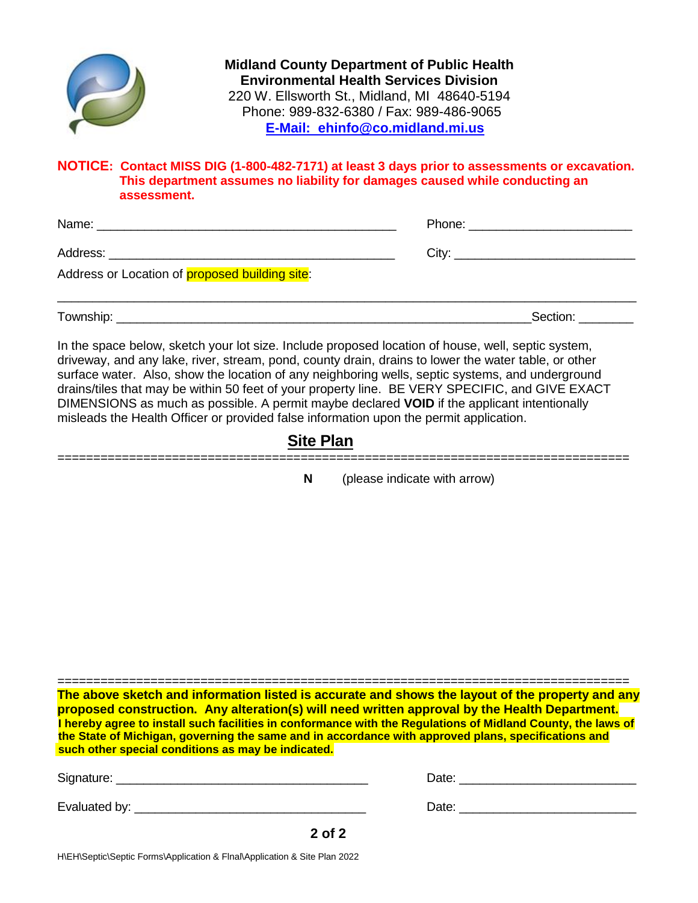**Midland County Department of Public Health**
**Environmental Health Services Division**
220 W. Ellsworth St., Midland, MI 48640-5194
Phone: 989-832-6380 / Fax: 989-486-9065
**E-Mail: ehinfo@co.midland.mi.us**

**NOTICE: Contact MISS DIG (1-800-482-7171) at least 3 days prior to assessments or excavation. This department assumes no liability for damages caused while conducting an assessment.**

Name: ___________________________________________ Phone: ______________________

Address: __________________________________________ City: ________________________

Address or Location of proposed building site:

___________________________________________________________________________

Township: _____________________________________________________________ Section: ________

In the space below, sketch your lot size. Include proposed location of house, well, septic system, driveway, and any lake, river, stream, pond, county drain, drains to lower the water table, or other surface water. Also, show the location of any neighboring wells, septic systems, and underground drains/tiles that may be within 50 feet of your property line. BE VERY SPECIFIC, and GIVE EXACT DIMENSIONS as much as possible. A permit maybe declared **VOID** if the applicant intentionally misleads the Health Officer or provided false information upon the permit application.

## Site Plan

================================================================================

**N** (please indicate with arrow)

================================================================================

**The above sketch and information listed is accurate and shows the layout of the property and any proposed construction. Any alteration(s) will need written approval by the Health Department.**
**I hereby agree to install such facilities in conformance with the Regulations of Midland County, the laws of the State of Michigan, governing the same and in accordance with approved plans, specifications and such other special conditions as may be indicated.**

Signature: ____________________________________ Date: _________________________

Evaluated by: __________________________________ Date: _________________________

H\EH\Septic\Septic Forms\Application & Flnal\Application & Site Plan 2022